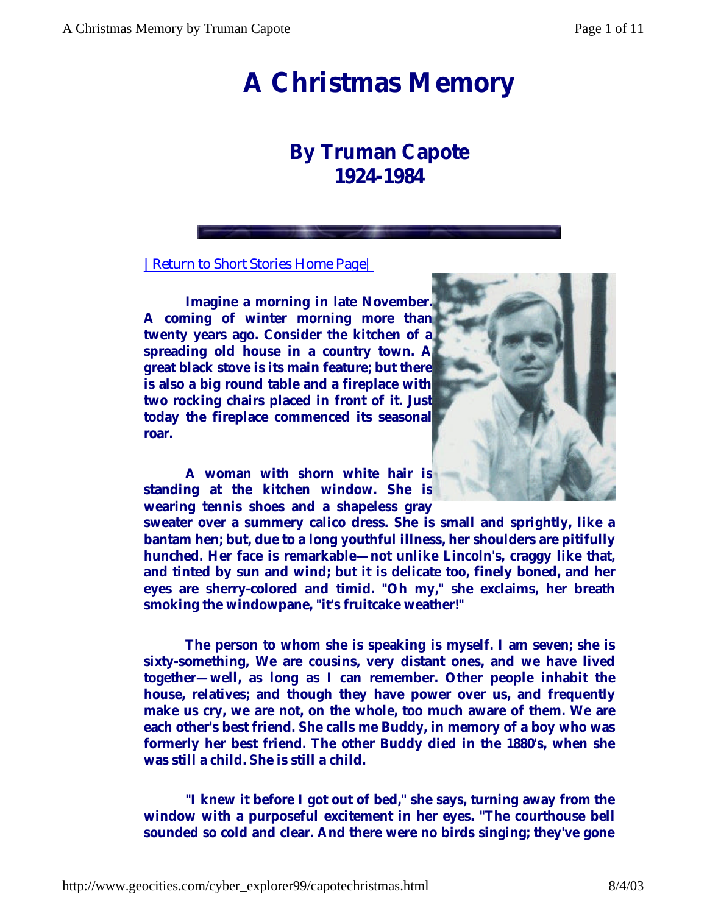# A Christmas Memory

## By Truman Capote
## 1924-1984

| Return to Short Stories Home Page|

Imagine a morning in late November. A coming of winter morning more than twenty years ago. Consider the kitchen of a spreading old house in a country town. A great black stove is its main feature; but there is also a big round table and a fireplace with two rocking chairs placed in front of it. Just today the fireplace commenced its seasonal roar.

A woman with shorn white hair is standing at the kitchen window. She is wearing tennis shoes and a shapeless gray sweater over a summery calico dress. She is small and sprightly, like a bantam hen; but, due to a long youthful illness, her shoulders are pitifully hunched. Her face is remarkable—not unlike Lincoln's, craggy like that, and tinted by sun and wind; but it is delicate too, finely boned, and her eyes are sherry-colored and timid. "Oh my," she exclaims, her breath smoking the windowpane, "it's fruitcake weather!"

The person to whom she is speaking is myself. I am seven; she is sixty-something, We are cousins, very distant ones, and we have lived together—well, as long as I can remember. Other people inhabit the house, relatives; and though they have power over us, and frequently make us cry, we are not, on the whole, too much aware of them. We are each other's best friend. She calls me Buddy, in memory of a boy who was formerly her best friend. The other Buddy died in the 1880's, when she was still a child. She is still a child.

"I knew it before I got out of bed," she says, turning away from the window with a purposeful excitement in her eyes. "The courthouse bell sounded so cold and clear. And there were no birds singing; they've gone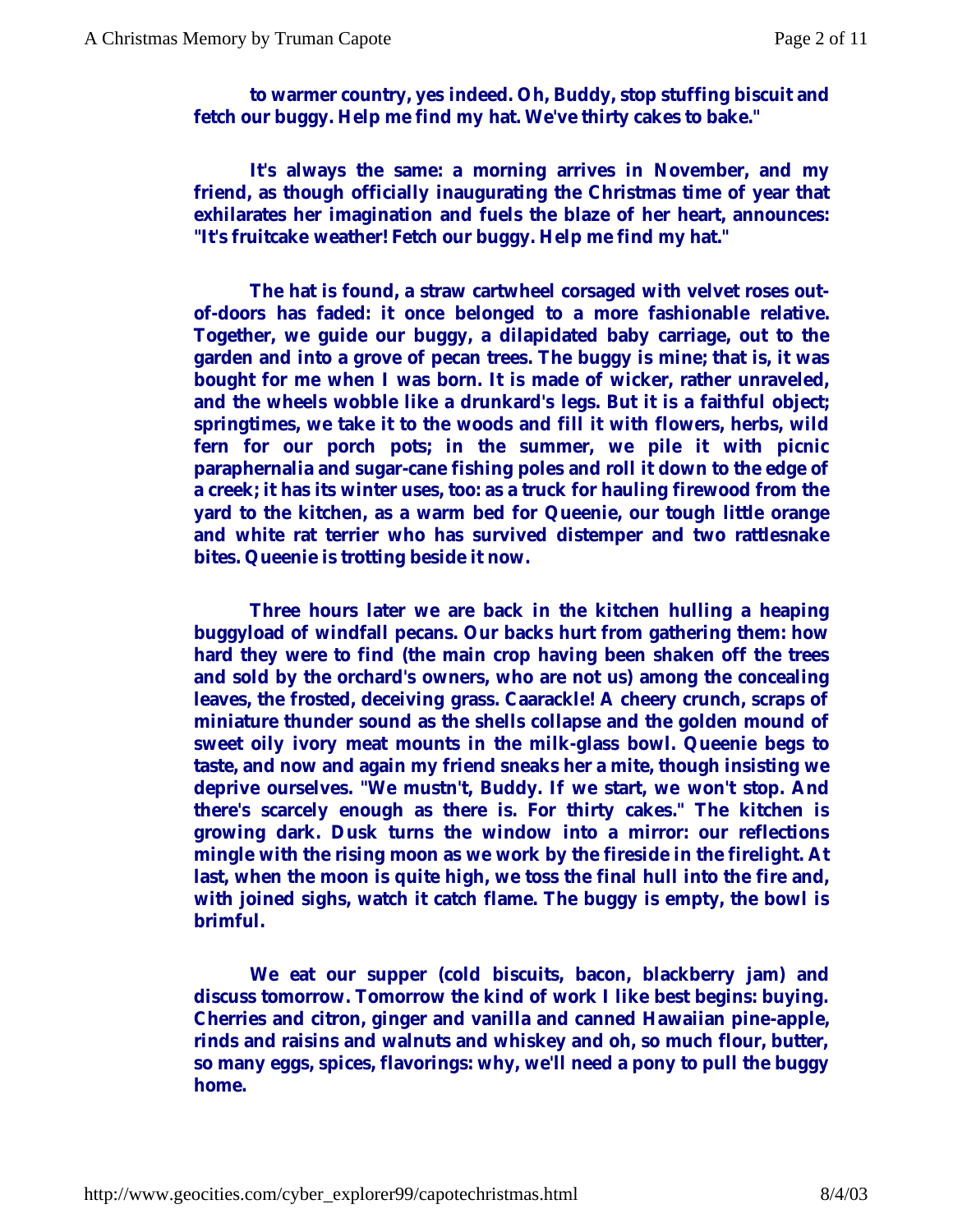to warmer country, yes indeed. Oh, Buddy, stop stuffing biscuit and fetch our buggy. Help me find my hat. We've thirty cakes to bake."

It's always the same: a morning arrives in November, and my friend, as though officially inaugurating the Christmas time of year that exhilarates her imagination and fuels the blaze of her heart, announces: "It's fruitcake weather! Fetch our buggy. Help me find my hat."

The hat is found, a straw cartwheel corsaged with velvet roses out-of-doors has faded: it once belonged to a more fashionable relative. Together, we guide our buggy, a dilapidated baby carriage, out to the garden and into a grove of pecan trees. The buggy is mine; that is, it was bought for me when I was born. It is made of wicker, rather unraveled, and the wheels wobble like a drunkard's legs. But it is a faithful object; springtimes, we take it to the woods and fill it with flowers, herbs, wild fern for our porch pots; in the summer, we pile it with picnic paraphernalia and sugar-cane fishing poles and roll it down to the edge of a creek; it has its winter uses, too: as a truck for hauling firewood from the yard to the kitchen, as a warm bed for Queenie, our tough little orange and white rat terrier who has survived distemper and two rattlesnake bites. Queenie is trotting beside it now.

Three hours later we are back in the kitchen hulling a heaping buggyload of windfall pecans. Our backs hurt from gathering them: how hard they were to find (the main crop having been shaken off the trees and sold by the orchard's owners, who are not us) among the concealing leaves, the frosted, deceiving grass. Caarackle! A cheery crunch, scraps of miniature thunder sound as the shells collapse and the golden mound of sweet oily ivory meat mounts in the milk-glass bowl. Queenie begs to taste, and now and again my friend sneaks her a mite, though insisting we deprive ourselves. "We mustn't, Buddy. If we start, we won't stop. And there's scarcely enough as there is. For thirty cakes." The kitchen is growing dark. Dusk turns the window into a mirror: our reflections mingle with the rising moon as we work by the fireside in the firelight. At last, when the moon is quite high, we toss the final hull into the fire and, with joined sighs, watch it catch flame. The buggy is empty, the bowl is brimful.

We eat our supper (cold biscuits, bacon, blackberry jam) and discuss tomorrow. Tomorrow the kind of work I like best begins: buying. Cherries and citron, ginger and vanilla and canned Hawaiian pine-apple, rinds and raisins and walnuts and whiskey and oh, so much flour, butter, so many eggs, spices, flavorings: why, we'll need a pony to pull the buggy home.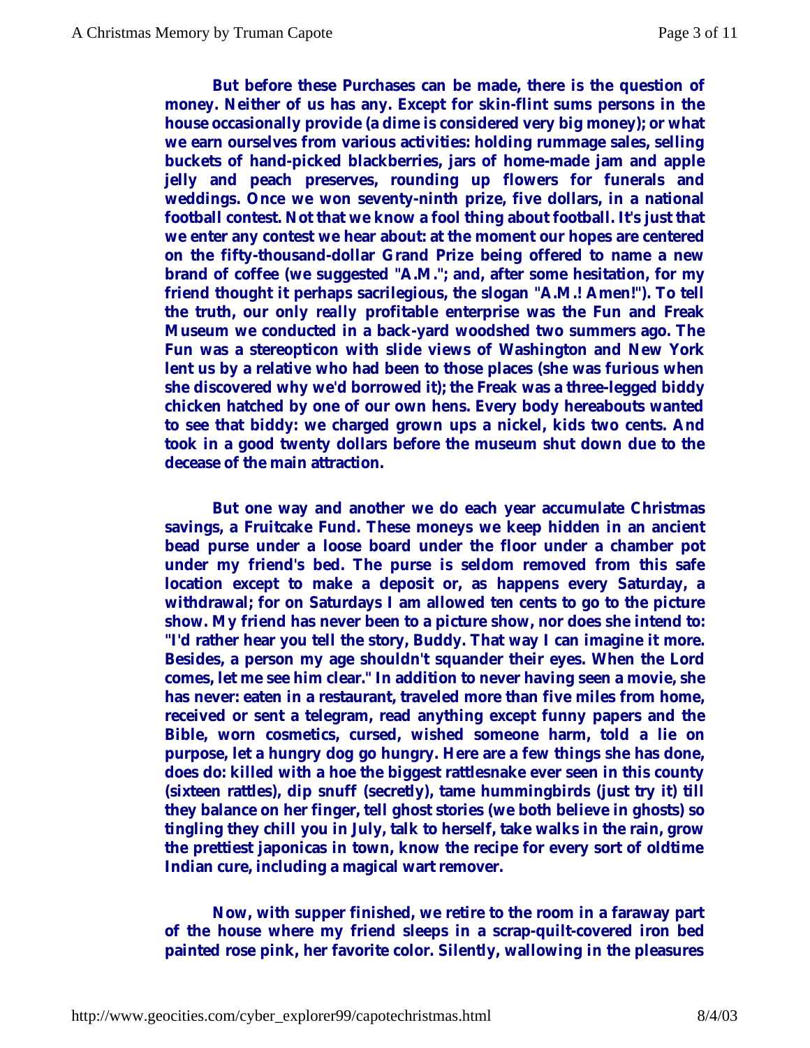But before these Purchases can be made, there is the question of money. Neither of us has any. Except for skin-flint sums persons in the house occasionally provide (a dime is considered very big money); or what we earn ourselves from various activities: holding rummage sales, selling buckets of hand-picked blackberries, jars of home-made jam and apple jelly and peach preserves, rounding up flowers for funerals and weddings. Once we won seventy-ninth prize, five dollars, in a national football contest. Not that we know a fool thing about football. It's just that we enter any contest we hear about: at the moment our hopes are centered on the fifty-thousand-dollar Grand Prize being offered to name a new brand of coffee (we suggested "A.M."; and, after some hesitation, for my friend thought it perhaps sacrilegious, the slogan "A.M.! Amen!"). To tell the truth, our only really profitable enterprise was the Fun and Freak Museum we conducted in a back-yard woodshed two summers ago. The Fun was a stereopticon with slide views of Washington and New York lent us by a relative who had been to those places (she was furious when she discovered why we'd borrowed it); the Freak was a three-legged biddy chicken hatched by one of our own hens. Every body hereabouts wanted to see that biddy: we charged grown ups a nickel, kids two cents. And took in a good twenty dollars before the museum shut down due to the decease of the main attraction.

But one way and another we do each year accumulate Christmas savings, a Fruitcake Fund. These moneys we keep hidden in an ancient bead purse under a loose board under the floor under a chamber pot under my friend's bed. The purse is seldom removed from this safe location except to make a deposit or, as happens every Saturday, a withdrawal; for on Saturdays I am allowed ten cents to go to the picture show. My friend has never been to a picture show, nor does she intend to: "I'd rather hear you tell the story, Buddy. That way I can imagine it more. Besides, a person my age shouldn't squander their eyes. When the Lord comes, let me see him clear." In addition to never having seen a movie, she has never: eaten in a restaurant, traveled more than five miles from home, received or sent a telegram, read anything except funny papers and the Bible, worn cosmetics, cursed, wished someone harm, told a lie on purpose, let a hungry dog go hungry. Here are a few things she has done, does do: killed with a hoe the biggest rattlesnake ever seen in this county (sixteen rattles), dip snuff (secretly), tame hummingbirds (just try it) till they balance on her finger, tell ghost stories (we both believe in ghosts) so tingling they chill you in July, talk to herself, take walks in the rain, grow the prettiest japonicas in town, know the recipe for every sort of oldtime Indian cure, including a magical wart remover.

Now, with supper finished, we retire to the room in a faraway part of the house where my friend sleeps in a scrap-quilt-covered iron bed painted rose pink, her favorite color. Silently, wallowing in the pleasures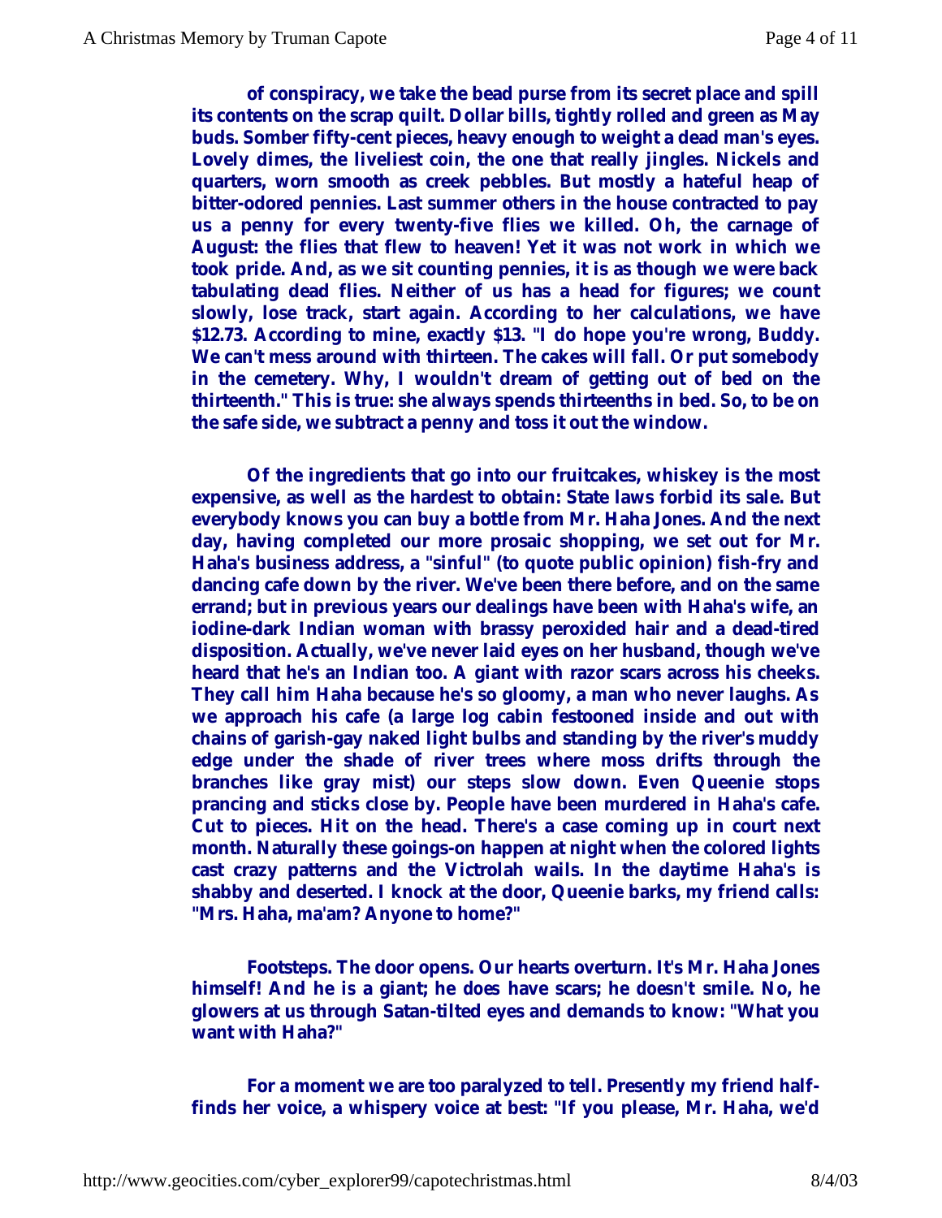of conspiracy, we take the bead purse from its secret place and spill its contents on the scrap quilt. Dollar bills, tightly rolled and green as May buds. Somber fifty-cent pieces, heavy enough to weight a dead man's eyes. Lovely dimes, the liveliest coin, the one that really jingles. Nickels and quarters, worn smooth as creek pebbles. But mostly a hateful heap of bitter-odored pennies. Last summer others in the house contracted to pay us a penny for every twenty-five flies we killed. Oh, the carnage of August: the flies that flew to heaven! Yet it was not work in which we took pride. And, as we sit counting pennies, it is as though we were back tabulating dead flies. Neither of us has a head for figures; we count slowly, lose track, start again. According to her calculations, we have $12.73. According to mine, exactly $13. "I do hope you're wrong, Buddy. We can't mess around with thirteen. The cakes will fall. Or put somebody in the cemetery. Why, I wouldn't dream of getting out of bed on the thirteenth." This is true: she always spends thirteenths in bed. So, to be on the safe side, we subtract a penny and toss it out the window.

Of the ingredients that go into our fruitcakes, whiskey is the most expensive, as well as the hardest to obtain: State laws forbid its sale. But everybody knows you can buy a bottle from Mr. Haha Jones. And the next day, having completed our more prosaic shopping, we set out for Mr. Haha's business address, a "sinful" (to quote public opinion) fish-fry and dancing cafe down by the river. We've been there before, and on the same errand; but in previous years our dealings have been with Haha's wife, an iodine-dark Indian woman with brassy peroxided hair and a dead-tired disposition. Actually, we've never laid eyes on her husband, though we've heard that he's an Indian too. A giant with razor scars across his cheeks. They call him Haha because he's so gloomy, a man who never laughs. As we approach his cafe (a large log cabin festooned inside and out with chains of garish-gay naked light bulbs and standing by the river's muddy edge under the shade of river trees where moss drifts through the branches like gray mist) our steps slow down. Even Queenie stops prancing and sticks close by. People have been murdered in Haha's cafe. Cut to pieces. Hit on the head. There's a case coming up in court next month. Naturally these goings-on happen at night when the colored lights cast crazy patterns and the Victrolah wails. In the daytime Haha's is shabby and deserted. I knock at the door, Queenie barks, my friend calls: "Mrs. Haha, ma'am? Anyone to home?"

Footsteps. The door opens. Our hearts overturn. It's Mr. Haha Jones himself! And he is a giant; he does have scars; he doesn't smile. No, he glowers at us through Satan-tilted eyes and demands to know: "What you want with Haha?"

For a moment we are too paralyzed to tell. Presently my friend half-finds her voice, a whispery voice at best: "If you please, Mr. Haha, we'd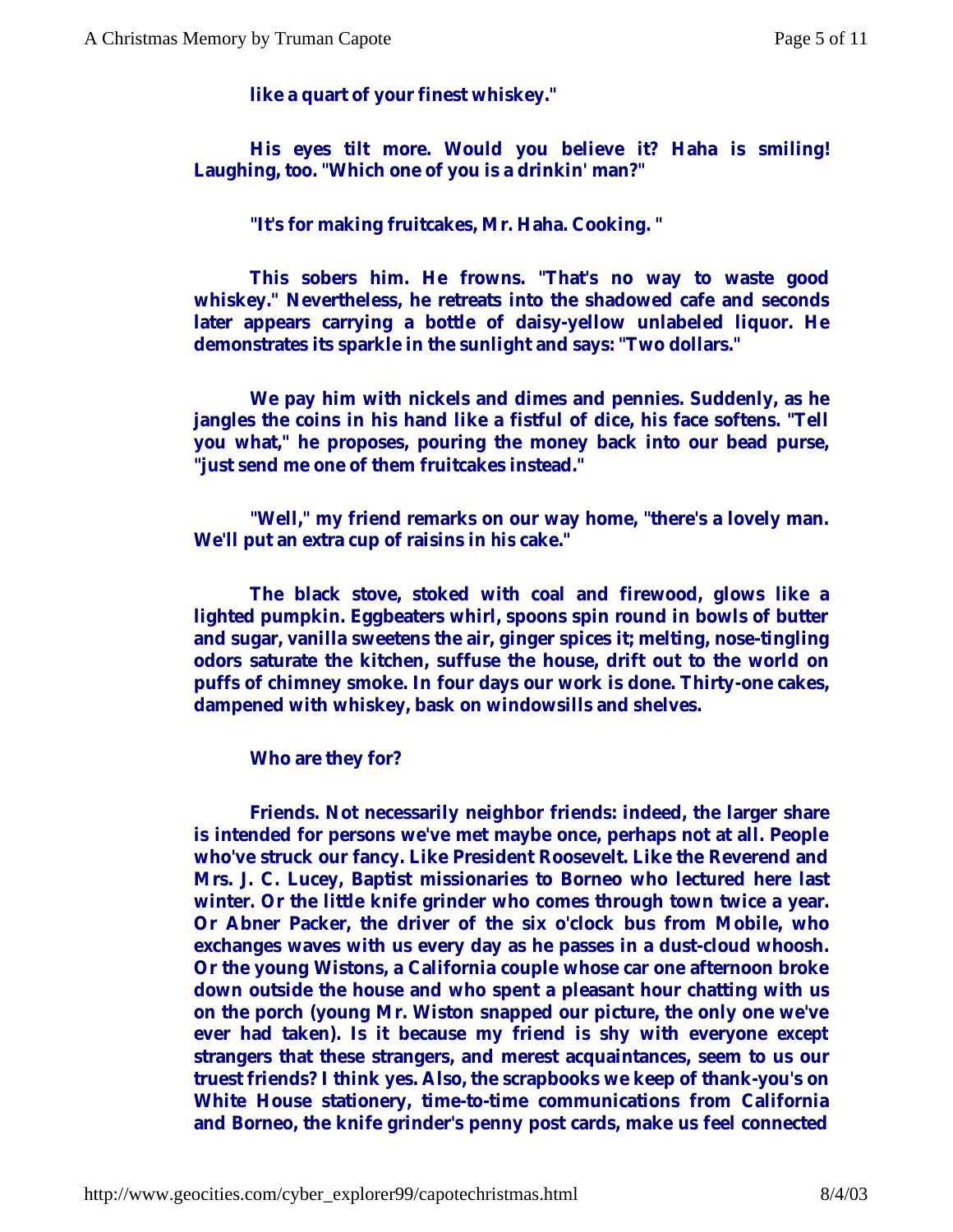like a quart of your finest whiskey."

His eyes tilt more. Would you believe it? Haha is smiling! Laughing, too. "Which one of you is a drinkin' man?"

"It's for making fruitcakes, Mr. Haha. Cooking. "

This sobers him. He frowns. "That's no way to waste good whiskey." Nevertheless, he retreats into the shadowed cafe and seconds later appears carrying a bottle of daisy-yellow unlabeled liquor. He demonstrates its sparkle in the sunlight and says: "Two dollars."

We pay him with nickels and dimes and pennies. Suddenly, as he jangles the coins in his hand like a fistful of dice, his face softens. "Tell you what," he proposes, pouring the money back into our bead purse, "just send me one of them fruitcakes instead."

"Well," my friend remarks on our way home, "there's a lovely man. We'll put an extra cup of raisins in his cake."

The black stove, stoked with coal and firewood, glows like a lighted pumpkin. Eggbeaters whirl, spoons spin round in bowls of butter and sugar, vanilla sweetens the air, ginger spices it; melting, nose-tingling odors saturate the kitchen, suffuse the house, drift out to the world on puffs of chimney smoke. In four days our work is done. Thirty-one cakes, dampened with whiskey, bask on windowsills and shelves.

Who are they for?

Friends. Not necessarily neighbor friends: indeed, the larger share is intended for persons we've met maybe once, perhaps not at all. People who've struck our fancy. Like President Roosevelt. Like the Reverend and Mrs. J. C. Lucey, Baptist missionaries to Borneo who lectured here last winter. Or the little knife grinder who comes through town twice a year. Or Abner Packer, the driver of the six o'clock bus from Mobile, who exchanges waves with us every day as he passes in a dust-cloud whoosh. Or the young Wistons, a California couple whose car one afternoon broke down outside the house and who spent a pleasant hour chatting with us on the porch (young Mr. Wiston snapped our picture, the only one we've ever had taken). Is it because my friend is shy with everyone except strangers that these strangers, and merest acquaintances, seem to us our truest friends? I think yes. Also, the scrapbooks we keep of thank-you's on White House stationery, time-to-time communications from California and Borneo, the knife grinder's penny post cards, make us feel connected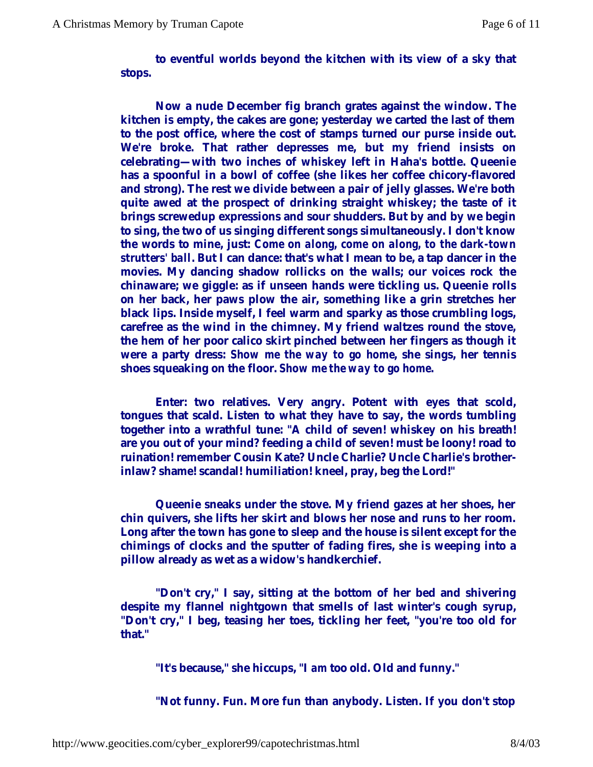to eventful worlds beyond the kitchen with its view of a sky that stops.

Now a nude December fig branch grates against the window. The kitchen is empty, the cakes are gone; yesterday we carted the last of them to the post office, where the cost of stamps turned our purse inside out. We're broke. That rather depresses me, but my friend insists on celebrating—with two inches of whiskey left in Haha's bottle. Queenie has a spoonful in a bowl of coffee (she likes her coffee chicory-flavored and strong). The rest we divide between a pair of jelly glasses. We're both quite awed at the prospect of drinking straight whiskey; the taste of it brings screwedup expressions and sour shudders. But by and by we begin to sing, the two of us singing different songs simultaneously. I don't know the words to mine, just: *Come on along, come on along, to the dark-town strutters' ball*. But I can dance: that's what I mean to be, a tap dancer in the movies. My dancing shadow rollicks on the walls; our voices rock the chinaware; we giggle: as if unseen hands were tickling us. Queenie rolls on her back, her paws plow the air, something like a grin stretches her black lips. Inside myself, I feel warm and sparky as those crumbling logs, carefree as the wind in the chimney. My friend waltzes round the stove, the hem of her poor calico skirt pinched between her fingers as though it were a party dress: *Show me the way to go home*, she sings, her tennis shoes squeaking on the floor. *Show me the way to go home.*

Enter: two relatives. Very angry. Potent with eyes that scold, tongues that scald. Listen to what they have to say, the words tumbling together into a wrathful tune: "A child of seven! whiskey on his breath! are you out of your mind? feeding a child of seven! must be loony! road to ruination! remember Cousin Kate? Uncle Charlie? Uncle Charlie's brother-inlaw? shame! scandal! humiliation! kneel, pray, beg the Lord!"

Queenie sneaks under the stove. My friend gazes at her shoes, her chin quivers, she lifts her skirt and blows her nose and runs to her room. Long after the town has gone to sleep and the house is silent except for the chimings of clocks and the sputter of fading fires, she is weeping into a pillow already as wet as a widow's handkerchief.

"Don't cry," I say, sitting at the bottom of her bed and shivering despite my flannel nightgown that smells of last winter's cough syrup, "Don't cry," I beg, teasing her toes, tickling her feet, "you're too old for that."

"It's because," she hiccups, "I *am* too old. Old and funny."

"Not funny. Fun. More fun than anybody. Listen. If you don't stop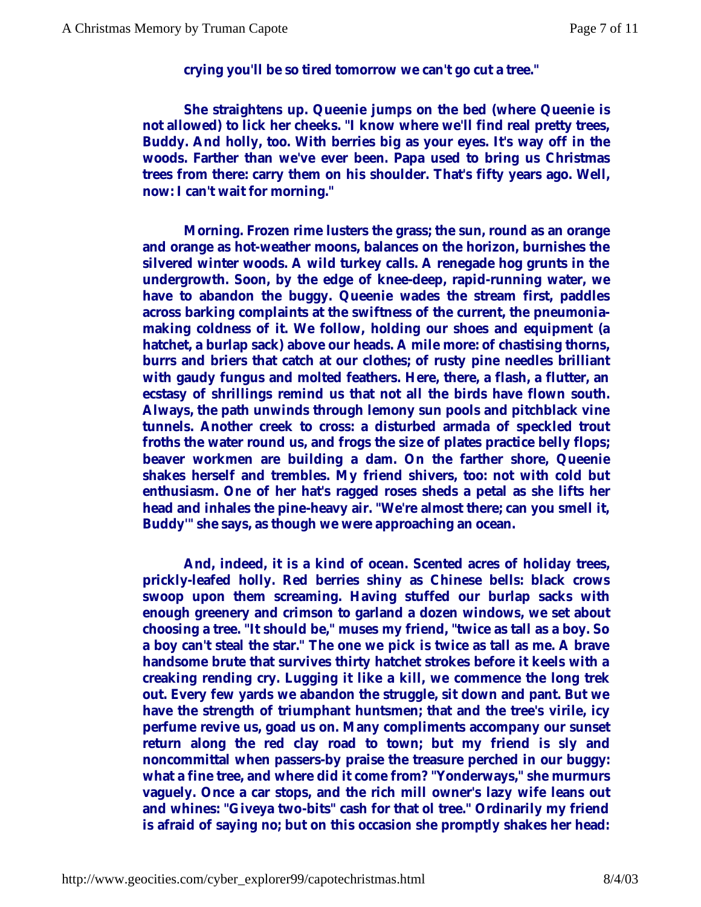crying you'll be so tired tomorrow we can't go cut a tree."

She straightens up. Queenie jumps on the bed (where Queenie is not allowed) to lick her cheeks. "I know where we'll find real pretty trees, Buddy. And holly, too. With berries big as your eyes. It's way off in the woods. Farther than we've ever been. Papa used to bring us Christmas trees from there: carry them on his shoulder. That's fifty years ago. Well, now: I can't wait for morning."

Morning. Frozen rime lusters the grass; the sun, round as an orange and orange as hot-weather moons, balances on the horizon, burnishes the silvered winter woods. A wild turkey calls. A renegade hog grunts in the undergrowth. Soon, by the edge of knee-deep, rapid-running water, we have to abandon the buggy. Queenie wades the stream first, paddles across barking complaints at the swiftness of the current, the pneumonia-making coldness of it. We follow, holding our shoes and equipment (a hatchet, a burlap sack) above our heads. A mile more: of chastising thorns, burrs and briers that catch at our clothes; of rusty pine needles brilliant with gaudy fungus and molted feathers. Here, there, a flash, a flutter, an ecstasy of shrillings remind us that not all the birds have flown south. Always, the path unwinds through lemony sun pools and pitchblack vine tunnels. Another creek to cross: a disturbed armada of speckled trout froths the water round us, and frogs the size of plates practice belly flops; beaver workmen are building a dam. On the farther shore, Queenie shakes herself and trembles. My friend shivers, too: not with cold but enthusiasm. One of her hat's ragged roses sheds a petal as she lifts her head and inhales the pine-heavy air. "We're almost there; can you smell it, Buddy'" she says, as though we were approaching an ocean.

And, indeed, it is a kind of ocean. Scented acres of holiday trees, prickly-leafed holly. Red berries shiny as Chinese bells: black crows swoop upon them screaming. Having stuffed our burlap sacks with enough greenery and crimson to garland a dozen windows, we set about choosing a tree. "It should be," muses my friend, "twice as tall as a boy. So a boy can't steal the star." The one we pick is twice as tall as me. A brave handsome brute that survives thirty hatchet strokes before it keels with a creaking rending cry. Lugging it like a kill, we commence the long trek out. Every few yards we abandon the struggle, sit down and pant. But we have the strength of triumphant huntsmen; that and the tree's virile, icy perfume revive us, goad us on. Many compliments accompany our sunset return along the red clay road to town; but my friend is sly and noncommittal when passers-by praise the treasure perched in our buggy: what a fine tree, and where did it come from? "Yonderways," she murmurs vaguely. Once a car stops, and the rich mill owner's lazy wife leans out and whines: "Giveya two-bits" cash for that ol tree." Ordinarily my friend is afraid of saying no; but on this occasion she promptly shakes her head: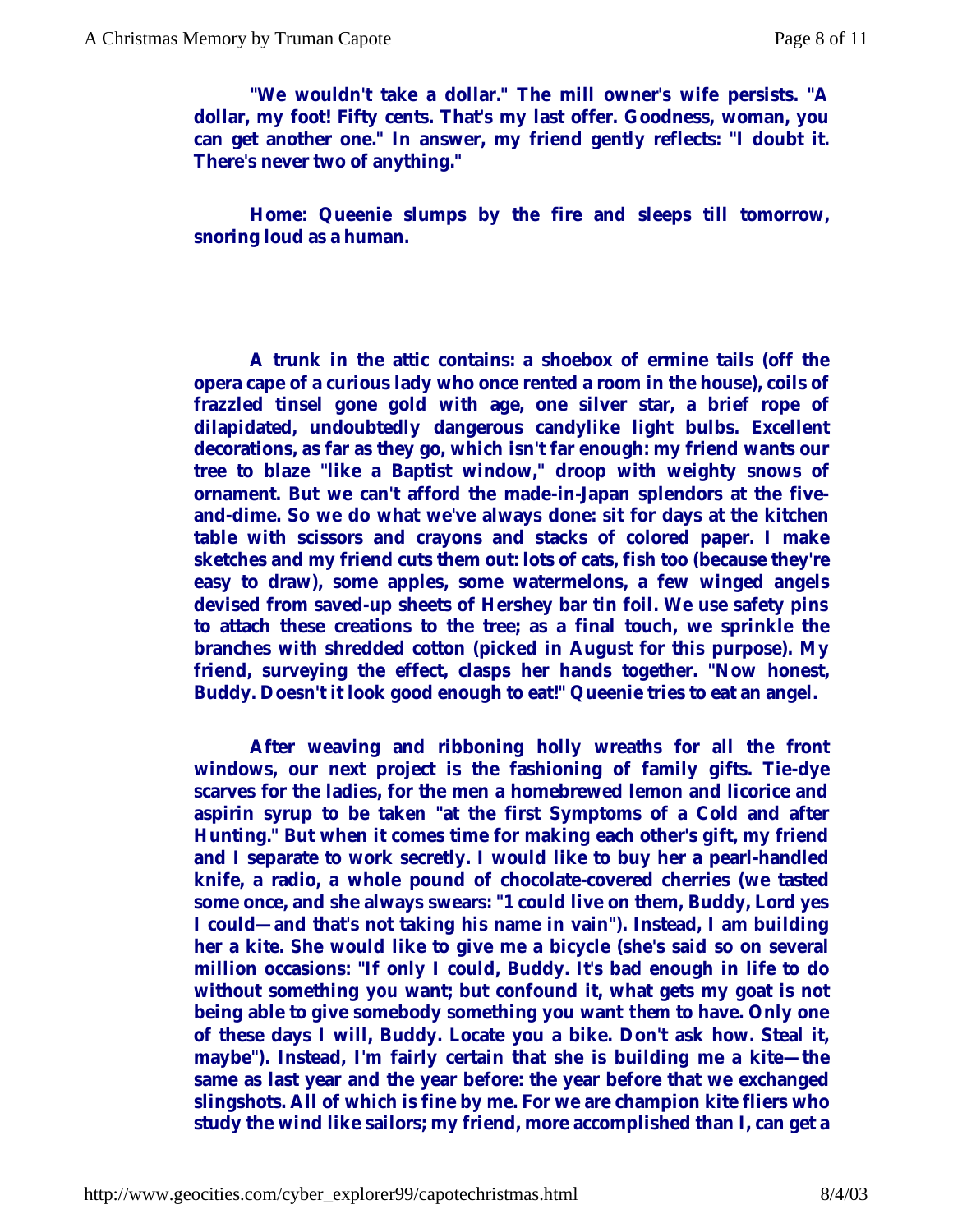"We wouldn't take a dollar." The mill owner's wife persists. "A dollar, my foot! Fifty cents. That's my last offer. Goodness, woman, you can get another one." In answer, my friend gently reflects: "I doubt it. There's never two of anything."

Home: Queenie slumps by the fire and sleeps till tomorrow, snoring loud as a human.

A trunk in the attic contains: a shoebox of ermine tails (off the opera cape of a curious lady who once rented a room in the house), coils of frazzled tinsel gone gold with age, one silver star, a brief rope of dilapidated, undoubtedly dangerous candylike light bulbs. Excellent decorations, as far as they go, which isn't far enough: my friend wants our tree to blaze "like a Baptist window," droop with weighty snows of ornament. But we can't afford the made-in-Japan splendors at the five-and-dime. So we do what we've always done: sit for days at the kitchen table with scissors and crayons and stacks of colored paper. I make sketches and my friend cuts them out: lots of cats, fish too (because they're easy to draw), some apples, some watermelons, a few winged angels devised from saved-up sheets of Hershey bar tin foil. We use safety pins to attach these creations to the tree; as a final touch, we sprinkle the branches with shredded cotton (picked in August for this purpose). My friend, surveying the effect, clasps her hands together. "Now honest, Buddy. Doesn't it look good enough to eat!" Queenie tries to eat an angel.

After weaving and ribboning holly wreaths for all the front windows, our next project is the fashioning of family gifts. Tie-dye scarves for the ladies, for the men a homebrewed lemon and licorice and aspirin syrup to be taken "at the first Symptoms of a Cold and after Hunting." But when it comes time for making each other's gift, my friend and I separate to work secretly. I would like to buy her a pearl-handled knife, a radio, a whole pound of chocolate-covered cherries (we tasted some once, and she always swears: "1 could live on them, Buddy, Lord yes I could—and that's not taking his name in vain"). Instead, I am building her a kite. She would like to give me a bicycle (she's said so on several million occasions: "If only I could, Buddy. It's bad enough in life to do without something you want; but confound it, what gets my goat is not being able to give somebody something you want them to have. Only one of these days I will, Buddy. Locate you a bike. Don't ask how. Steal it, maybe"). Instead, I'm fairly certain that she is building me a kite—the same as last year and the year before: the year before that we exchanged slingshots. All of which is fine by me. For we are champion kite fliers who study the wind like sailors; my friend, more accomplished than I, can get a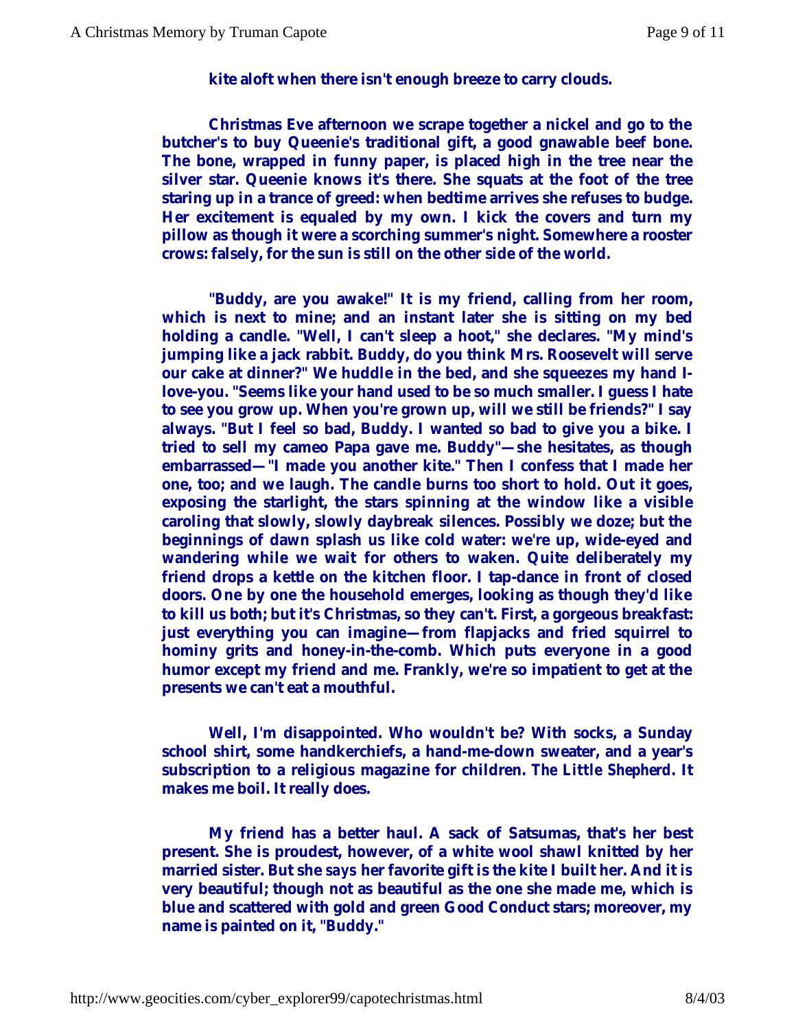**kite aloft when there isn't enough breeze to carry clouds.**

**Christmas Eve afternoon we scrape together a nickel and go to the butcher's to buy Queenie's traditional gift, a good gnawable beef bone. The bone, wrapped in funny paper, is placed high in the tree near the silver star. Queenie knows it's there. She squats at the foot of the tree staring up in a trance of greed: when bedtime arrives she refuses to budge. Her excitement is equaled by my own. I kick the covers and turn my pillow as though it were a scorching summer's night. Somewhere a rooster crows: falsely, for the sun is still on the other side of the world.**

**"Buddy, are you awake!" It is my friend, calling from her room, which is next to mine; and an instant later she is sitting on my bed holding a candle. "Well, I can't sleep a hoot," she declares. "My mind's jumping like a jack rabbit. Buddy, do you think Mrs. Roosevelt will serve our cake at dinner?" We huddle in the bed, and she squeezes my hand I-love-you. "Seems like your hand used to be so much smaller. I guess I hate to see you grow up. When you're grown up, will we still be friends?" I say always. "But I feel so bad, Buddy. I wanted so bad to give you a bike. I tried to sell my cameo Papa gave me. Buddy"—she hesitates, as though embarrassed—"I made you another kite." Then I confess that I made her one, too; and we laugh. The candle burns too short to hold. Out it goes, exposing the starlight, the stars spinning at the window like a visible caroling that slowly, slowly daybreak silences. Possibly we doze; but the beginnings of dawn splash us like cold water: we're up, wide-eyed and wandering while we wait for others to waken. Quite deliberately my friend drops a kettle on the kitchen floor. I tap-dance in front of closed doors. One by one the household emerges, looking as though they'd like to kill us both; but it's Christmas, so they can't. First, a gorgeous breakfast: just everything you can imagine—from flapjacks and fried squirrel to hominy grits and honey-in-the-comb. Which puts everyone in a good humor except my friend and me. Frankly, we're so impatient to get at the presents we can't eat a mouthful.**

**Well, I'm disappointed. Who wouldn't be? With socks, a Sunday school shirt, some handkerchiefs, a hand-me-down sweater, and a year's subscription to a religious magazine for children. *The Little Shepherd*. It makes me boil. It really does.**

**My friend has a better haul. A sack of Satsumas, that's her best present. She is proudest, however, of a white wool shawl knitted by her married sister. But she says her favorite gift is the kite I built her. And it is very beautiful; though not as beautiful as the one she made me, which is blue and scattered with gold and green Good Conduct stars; moreover, my name is painted on it, "Buddy."**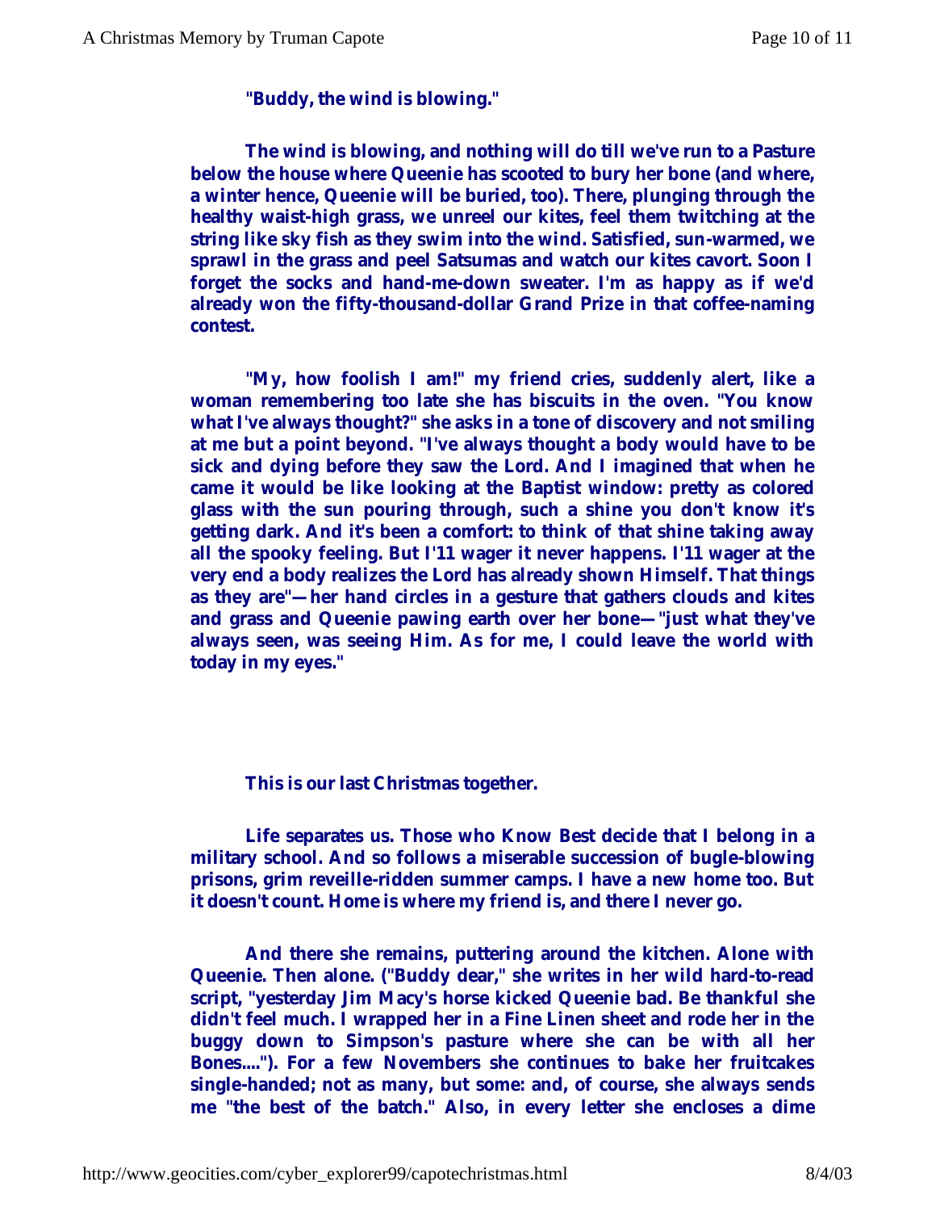"Buddy, the wind is blowing."

The wind is blowing, and nothing will do till we've run to a Pasture below the house where Queenie has scooted to bury her bone (and where, a winter hence, Queenie will be buried, too). There, plunging through the healthy waist-high grass, we unreel our kites, feel them twitching at the string like sky fish as they swim into the wind. Satisfied, sun-warmed, we sprawl in the grass and peel Satsumas and watch our kites cavort. Soon I forget the socks and hand-me-down sweater. I'm as happy as if we'd already won the fifty-thousand-dollar Grand Prize in that coffee-naming contest.

"My, how foolish I am!" my friend cries, suddenly alert, like a woman remembering too late she has biscuits in the oven. "You know what I've always thought?" she asks in a tone of discovery and not smiling at me but a point beyond. "I've always thought a body would have to be sick and dying before they saw the Lord. And I imagined that when he came it would be like looking at the Baptist window: pretty as colored glass with the sun pouring through, such a shine you don't know it's getting dark. And it's been a comfort: to think of that shine taking away all the spooky feeling. But I'11 wager it never happens. I'11 wager at the very end a body realizes the Lord has already shown Himself. That things as they are"—her hand circles in a gesture that gathers clouds and kites and grass and Queenie pawing earth over her bone—"just what they've always seen, was seeing Him. As for me, I could leave the world with today in my eyes."

This is our last Christmas together.

Life separates us. Those who Know Best decide that I belong in a military school. And so follows a miserable succession of bugle-blowing prisons, grim reveille-ridden summer camps. I have a new home too. But it doesn't count. Home is where my friend is, and there I never go.

And there she remains, puttering around the kitchen. Alone with Queenie. Then alone. ("Buddy dear," she writes in her wild hard-to-read script, "yesterday Jim Macy's horse kicked Queenie bad. Be thankful she didn't feel much. I wrapped her in a Fine Linen sheet and rode her in the buggy down to Simpson's pasture where she can be with all her Bones...."). For a few Novembers she continues to bake her fruitcakes single-handed; not as many, but some: and, of course, she always sends me "the best of the batch." Also, in every letter she encloses a dime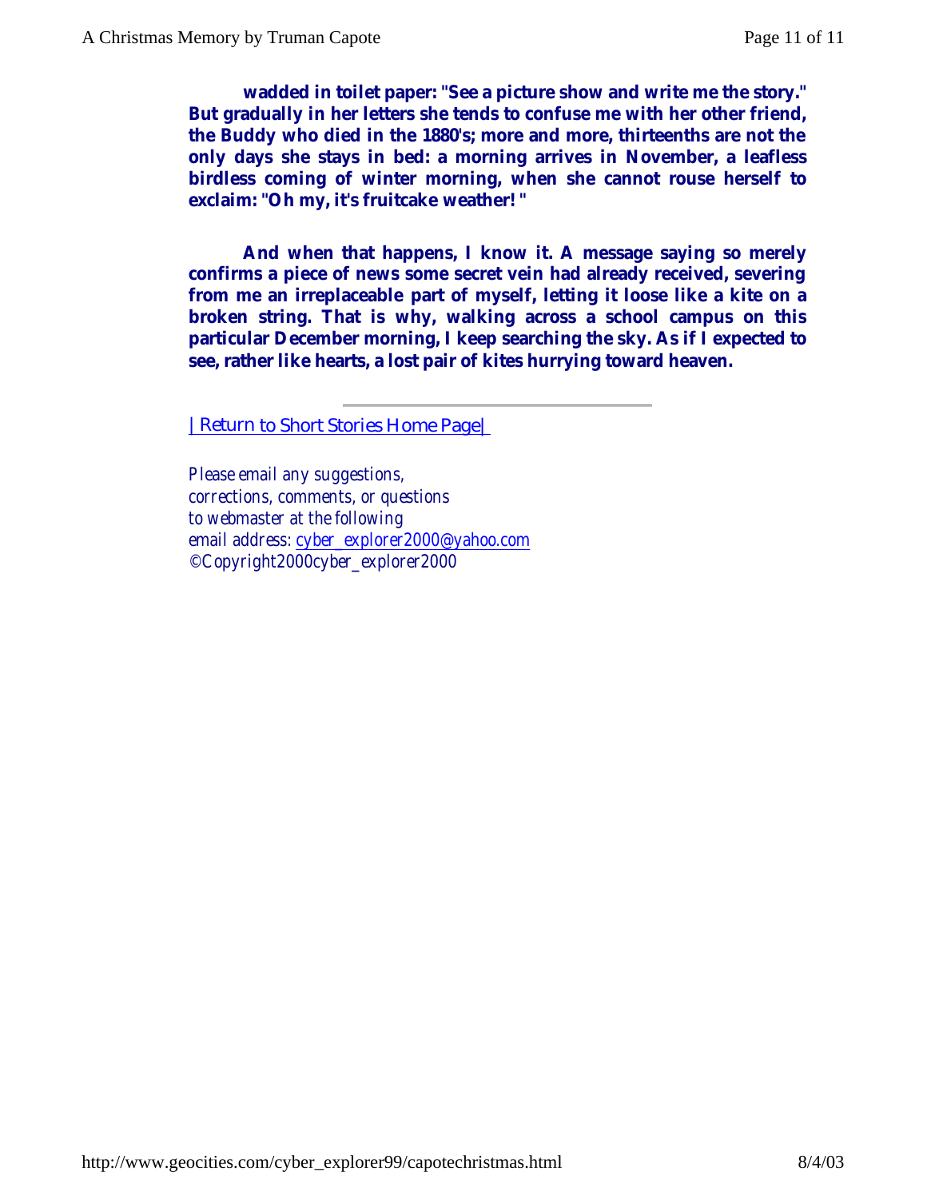**wadded in toilet paper: "See a picture show and write me the story." But gradually in her letters she tends to confuse me with her other friend, the Buddy who died in the 1880's; more and more, thirteenths are not the only days she stays in bed: a morning arrives in November, a leafless birdless coming of winter morning, when she cannot rouse herself to exclaim: "Oh my, it's fruitcake weather! "**

**And when that happens, I know it. A message saying so merely confirms a piece of news some secret vein had already received, severing from me an irreplaceable part of myself, letting it loose like a kite on a broken string. That is why, walking across a school campus on this particular December morning, I keep searching the sky. As if I expected to see, rather like hearts, a lost pair of kites hurrying toward heaven.**

---

| Return to Short Stories Home Page|

*Please email any suggestions,*
*corrections, comments, or questions*
*to webmaster at the following*
*email address: cyber_explorer2000@yahoo.com*
*©Copyright2000cyber_explorer2000*